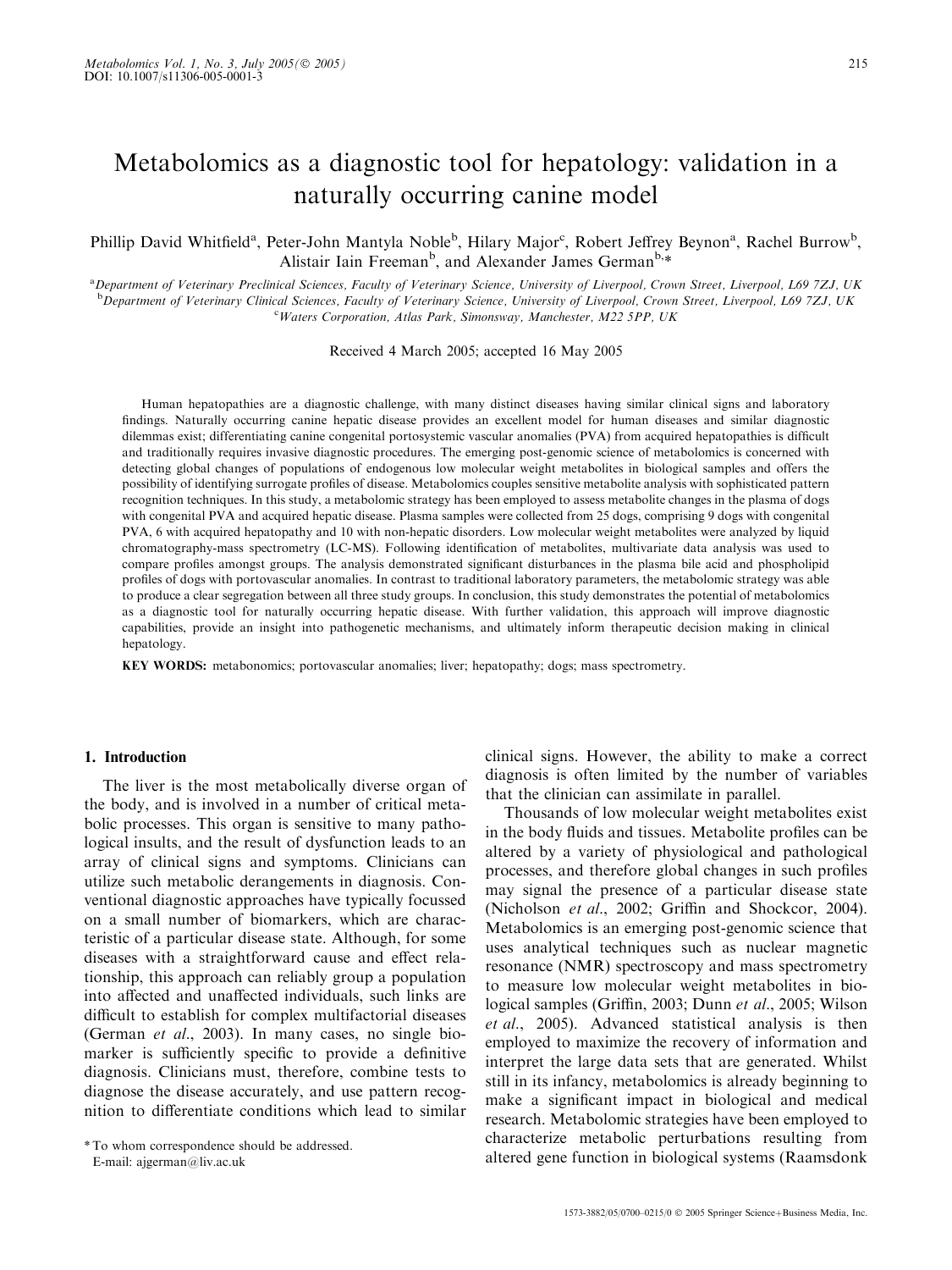# Metabolomics as a diagnostic tool for hepatology: validation in a naturally occurring canine model

Phillip David Whitfield[a], Peter-John Mantyla Noble[b], Hilary Major[c], Robert Jeffrey Beynon[a], Rachel Burrow[b], Alistair Iain Freeman[b], and Alexander James German[b,*]

[a]Department of Veterinary Preclinical Sciences, Faculty of Veterinary Science, University of Liverpool, Crown Street, Liverpool, L69 7ZJ, UK
[b]Department of Veterinary Clinical Sciences, Faculty of Veterinary Science, University of Liverpool, Crown Street, Liverpool, L69 7ZJ, UK
[c]Waters Corporation, Atlas Park, Simonsway, Manchester, M22 5PP, UK

Received 4 March 2005; accepted 16 May 2005

Human hepatopathies are a diagnostic challenge, with many distinct diseases having similar clinical signs and laboratory findings. Naturally occurring canine hepatic disease provides an excellent model for human diseases and similar diagnostic dilemmas exist; differentiating canine congenital portosystemic vascular anomalies (PVA) from acquired hepatopathies is difficult and traditionally requires invasive diagnostic procedures. The emerging post-genomic science of metabolomics is concerned with detecting global changes of populations of endogenous low molecular weight metabolites in biological samples and offers the possibility of identifying surrogate profiles of disease. Metabolomics couples sensitive metabolite analysis with sophisticated pattern recognition techniques. In this study, a metabolomic strategy has been employed to assess metabolite changes in the plasma of dogs with congenital PVA and acquired hepatic disease. Plasma samples were collected from 25 dogs, comprising 9 dogs with congenital PVA, 6 with acquired hepatopathy and 10 with non-hepatic disorders. Low molecular weight metabolites were analyzed by liquid chromatography-mass spectrometry (LC-MS). Following identification of metabolites, multivariate data analysis was used to compare profiles amongst groups. The analysis demonstrated significant disturbances in the plasma bile acid and phospholipid profiles of dogs with portovascular anomalies. In contrast to traditional laboratory parameters, the metabolomic strategy was able to produce a clear segregation between all three study groups. In conclusion, this study demonstrates the potential of metabolomics as a diagnostic tool for naturally occurring hepatic disease. With further validation, this approach will improve diagnostic capabilities, provide an insight into pathogenetic mechanisms, and ultimately inform therapeutic decision making in clinical hepatology.

**KEY WORDS:** metabonomics; portovascular anomalies; liver; hepatopathy; dogs; mass spectrometry.

## 1. Introduction

The liver is the most metabolically diverse organ of the body, and is involved in a number of critical metabolic processes. This organ is sensitive to many pathological insults, and the result of dysfunction leads to an array of clinical signs and symptoms. Clinicians can utilize such metabolic derangements in diagnosis. Conventional diagnostic approaches have typically focussed on a small number of biomarkers, which are characteristic of a particular disease state. Although, for some diseases with a straightforward cause and effect relationship, this approach can reliably group a population into affected and unaffected individuals, such links are difficult to establish for complex multifactorial diseases (German *et al*., 2003). In many cases, no single biomarker is sufficiently specific to provide a definitive diagnosis. Clinicians must, therefore, combine tests to diagnose the disease accurately, and use pattern recognition to differentiate conditions which lead to similar clinical signs. However, the ability to make a correct diagnosis is often limited by the number of variables that the clinician can assimilate in parallel.

Thousands of low molecular weight metabolites exist in the body fluids and tissues. Metabolite profiles can be altered by a variety of physiological and pathological processes, and therefore global changes in such profiles may signal the presence of a particular disease state (Nicholson *et al*., 2002; Griffin and Shockcor, 2004). Metabolomics is an emerging post-genomic science that uses analytical techniques such as nuclear magnetic resonance (NMR) spectroscopy and mass spectrometry to measure low molecular weight metabolites in biological samples (Griffin, 2003; Dunn *et al*., 2005; Wilson *et al*., 2005). Advanced statistical analysis is then employed to maximize the recovery of information and interpret the large data sets that are generated. Whilst still in its infancy, metabolomics is already beginning to make a significant impact in biological and medical research. Metabolomic strategies have been employed to characterize metabolic perturbations resulting from altered gene function in biological systems (Raamsdonk

\* To whom correspondence should be addressed.
E-mail: ajgerman@liv.ac.uk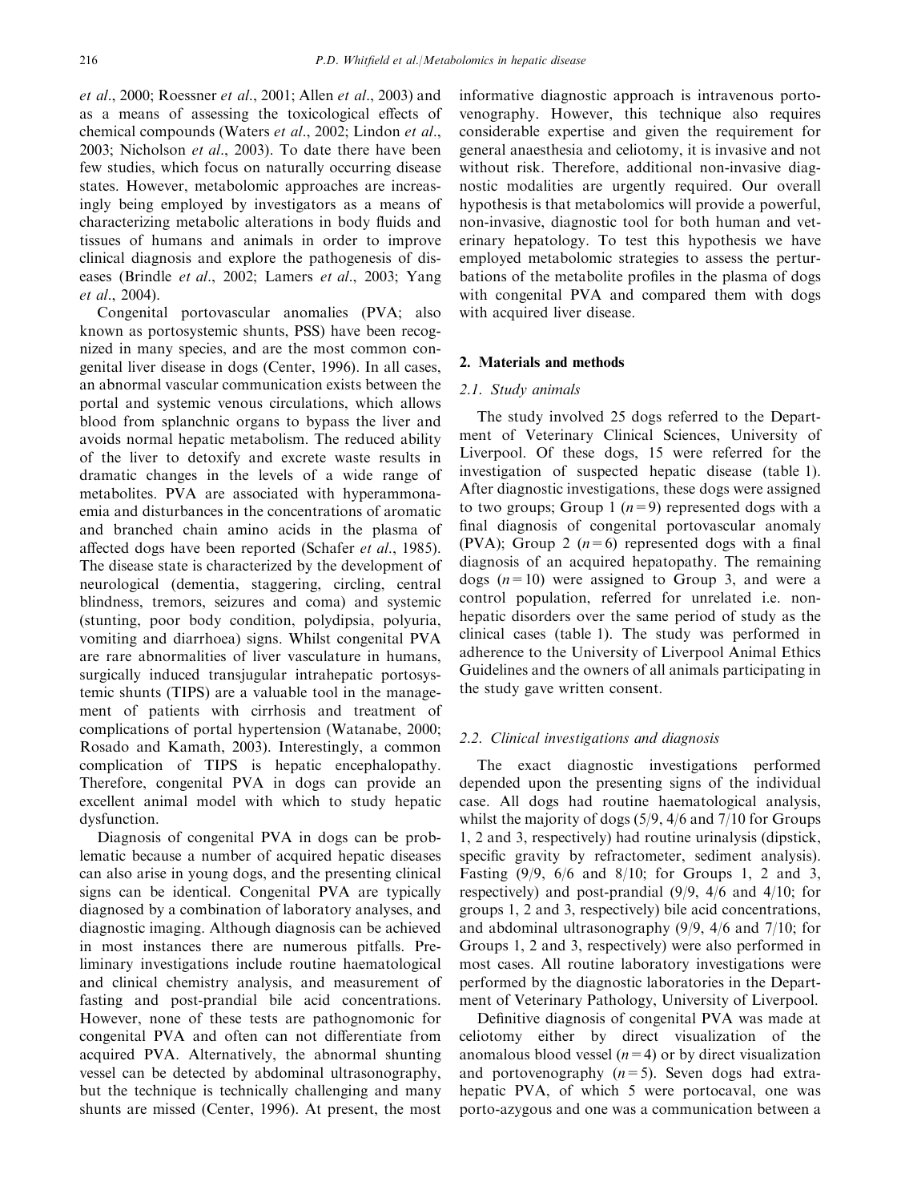*et al*., 2000; Roessner *et al*., 2001; Allen *et al*., 2003) and as a means of assessing the toxicological effects of chemical compounds (Waters *et al*., 2002; Lindon *et al*., 2003; Nicholson *et al*., 2003). To date there have been few studies, which focus on naturally occurring disease states. However, metabolomic approaches are increasingly being employed by investigators as a means of characterizing metabolic alterations in body fluids and tissues of humans and animals in order to improve clinical diagnosis and explore the pathogenesis of diseases (Brindle *et al*., 2002; Lamers *et al*., 2003; Yang *et al*., 2004).

Congenital portovascular anomalies (PVA; also known as portosystemic shunts, PSS) have been recognized in many species, and are the most common congenital liver disease in dogs (Center, 1996). In all cases, an abnormal vascular communication exists between the portal and systemic venous circulations, which allows blood from splanchnic organs to bypass the liver and avoids normal hepatic metabolism. The reduced ability of the liver to detoxify and excrete waste results in dramatic changes in the levels of a wide range of metabolites. PVA are associated with hyperammonaemia and disturbances in the concentrations of aromatic and branched chain amino acids in the plasma of affected dogs have been reported (Schafer *et al*., 1985). The disease state is characterized by the development of neurological (dementia, staggering, circling, central blindness, tremors, seizures and coma) and systemic (stunting, poor body condition, polydipsia, polyuria, vomiting and diarrhoea) signs. Whilst congenital PVA are rare abnormalities of liver vasculature in humans, surgically induced transjugular intrahepatic portosystemic shunts (TIPS) are a valuable tool in the management of patients with cirrhosis and treatment of complications of portal hypertension (Watanabe, 2000; Rosado and Kamath, 2003). Interestingly, a common complication of TIPS is hepatic encephalopathy. Therefore, congenital PVA in dogs can provide an excellent animal model with which to study hepatic dysfunction.

Diagnosis of congenital PVA in dogs can be problematic because a number of acquired hepatic diseases can also arise in young dogs, and the presenting clinical signs can be identical. Congenital PVA are typically diagnosed by a combination of laboratory analyses, and diagnostic imaging. Although diagnosis can be achieved in most instances there are numerous pitfalls. Preliminary investigations include routine haematological and clinical chemistry analysis, and measurement of fasting and post-prandial bile acid concentrations. However, none of these tests are pathognomonic for congenital PVA and often can not differentiate from acquired PVA. Alternatively, the abnormal shunting vessel can be detected by abdominal ultrasonography, but the technique is technically challenging and many shunts are missed (Center, 1996). At present, the most informative diagnostic approach is intravenous portovenography. However, this technique also requires considerable expertise and given the requirement for general anaesthesia and celiotomy, it is invasive and not without risk. Therefore, additional non-invasive diagnostic modalities are urgently required. Our overall hypothesis is that metabolomics will provide a powerful, non-invasive, diagnostic tool for both human and veterinary hepatology. To test this hypothesis we have employed metabolomic strategies to assess the perturbations of the metabolite profiles in the plasma of dogs with congenital PVA and compared them with dogs with acquired liver disease.

## 2. Materials and methods

### 2.1. Study animals

The study involved 25 dogs referred to the Department of Veterinary Clinical Sciences, University of Liverpool. Of these dogs, 15 were referred for the investigation of suspected hepatic disease (table 1). After diagnostic investigations, these dogs were assigned to two groups; Group 1 ($n = 9$) represented dogs with a final diagnosis of congenital portovascular anomaly (PVA); Group 2 ($n = 6$) represented dogs with a final diagnosis of an acquired hepatopathy. The remaining dogs ($n = 10$) were assigned to Group 3, and were a control population, referred for unrelated i.e. non-hepatic disorders over the same period of study as the clinical cases (table 1). The study was performed in adherence to the University of Liverpool Animal Ethics Guidelines and the owners of all animals participating in the study gave written consent.

### 2.2. Clinical investigations and diagnosis

The exact diagnostic investigations performed depended upon the presenting signs of the individual case. All dogs had routine haematological analysis, whilst the majority of dogs (5/9, 4/6 and 7/10 for Groups 1, 2 and 3, respectively) had routine urinalysis (dipstick, specific gravity by refractometer, sediment analysis). Fasting (9/9, 6/6 and 8/10; for Groups 1, 2 and 3, respectively) and post-prandial (9/9, 4/6 and 4/10; for groups 1, 2 and 3, respectively) bile acid concentrations, and abdominal ultrasonography (9/9, 4/6 and 7/10; for Groups 1, 2 and 3, respectively) were also performed in most cases. All routine laboratory investigations were performed by the diagnostic laboratories in the Department of Veterinary Pathology, University of Liverpool.

Definitive diagnosis of congenital PVA was made at celiotomy either by direct visualization of the anomalous blood vessel ($n = 4$) or by direct visualization and portovenography ($n = 5$). Seven dogs had extra-hepatic PVA, of which 5 were portocaval, one was porto-azygous and one was a communication between a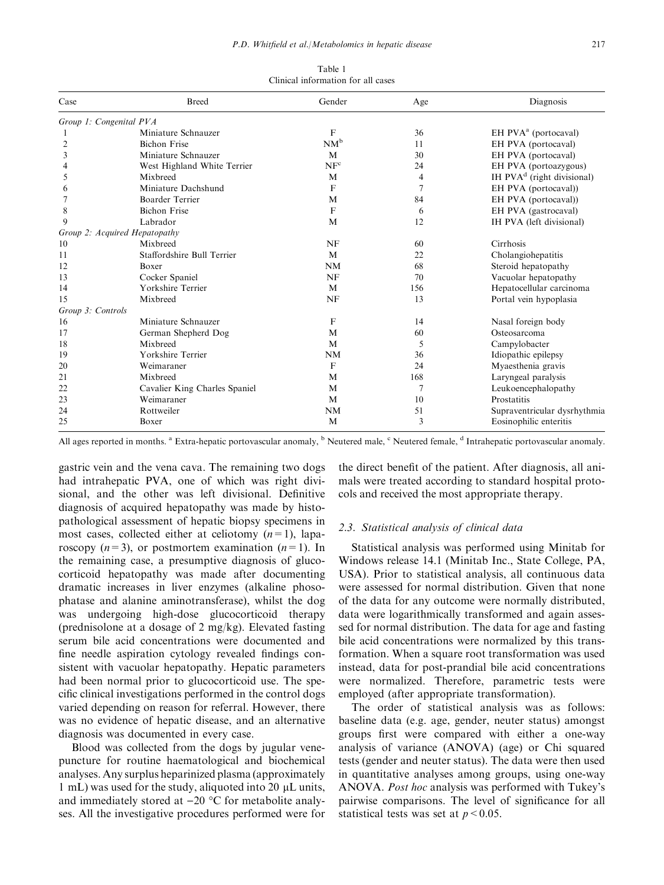Table 1
Clinical information for all cases

| Case | Breed | Gender | Age | Diagnosis |
|---|---|---|---|---|
| *Group 1: Congenital PVA* | | | | |
| 1 | Miniature Schnauzer | F | 36 | EH PVA[a] (portocaval) |
| 2 | Bichon Frise | NM[b] | 11 | EH PVA (portocaval) |
| 3 | Miniature Schnauzer | M | 30 | EH PVA (portocaval) |
| 4 | West Highland White Terrier | NF[c] | 24 | EH PVA (portoazygous) |
| 5 | Mixbreed | M | 4 | IH PVA[d] (right divisional) |
| 6 | Miniature Dachshund | F | 7 | EH PVA (portocaval)) |
| 7 | Boarder Terrier | M | 84 | EH PVA (portocaval)) |
| 8 | Bichon Frise | F | 6 | EH PVA (gastrocaval) |
| 9 | Labrador | M | 12 | IH PVA (left divisional) |
| *Group 2: Acquired Hepatopathy* | | | | |
| 10 | Mixbreed | NF | 60 | Cirrhosis |
| 11 | Staffordshire Bull Terrier | M | 22 | Cholangiohepatitis |
| 12 | Boxer | NM | 68 | Steroid hepatopathy |
| 13 | Cocker Spaniel | NF | 70 | Vacuolar hepatopathy |
| 14 | Yorkshire Terrier | M | 156 | Hepatocellular carcinoma |
| 15 | Mixbreed | NF | 13 | Portal vein hypoplasia |
| *Group 3: Controls* | | | | |
| 16 | Miniature Schnauzer | F | 14 | Nasal foreign body |
| 17 | German Shepherd Dog | M | 60 | Osteosarcoma |
| 18 | Mixbreed | M | 5 | Campylobacter |
| 19 | Yorkshire Terrier | NM | 36 | Idiopathic epilepsy |
| 20 | Weimaraner | F | 24 | Myaesthenia gravis |
| 21 | Mixbreed | M | 168 | Laryngeal paralysis |
| 22 | Cavalier King Charles Spaniel | M | 7 | Leukoencephalopathy |
| 23 | Weimaraner | M | 10 | Prostatitis |
| 24 | Rottweiler | NM | 51 | Supraventricular dysrhythmia |
| 25 | Boxer | M | 3 | Eosinophilic enteritis |

All ages reported in months. [a] Extra-hepatic portovascular anomaly, [b] Neutered male, [c] Neutered female, [d] Intrahepatic portovascular anomaly.

gastric vein and the vena cava. The remaining two dogs had intrahepatic PVA, one of which was right divisional, and the other was left divisional. Definitive diagnosis of acquired hepatopathy was made by histopathological assessment of hepatic biopsy specimens in most cases, collected either at celiotomy ($n = 1$), laparoscopy ($n = 3$), or postmortem examination ($n = 1$). In the remaining case, a presumptive diagnosis of glucocorticoid hepatopathy was made after documenting dramatic increases in liver enzymes (alkaline phosophatase and alanine aminotransferase), whilst the dog was undergoing high-dose glucocorticoid therapy (prednisolone at a dosage of 2 mg/kg). Elevated fasting serum bile acid concentrations were documented and fine needle aspiration cytology revealed findings consistent with vacuolar hepatopathy. Hepatic parameters had been normal prior to glucocorticoid use. The specific clinical investigations performed in the control dogs varied depending on reason for referral. However, there was no evidence of hepatic disease, and an alternative diagnosis was documented in every case.

Blood was collected from the dogs by jugular venepuncture for routine haematological and biochemical analyses. Any surplus heparinized plasma (approximately 1 mL) was used for the study, aliquoted into 20 μL units, and immediately stored at −20 °C for metabolite analyses. All the investigative procedures performed were for the direct benefit of the patient. After diagnosis, all animals were treated according to standard hospital protocols and received the most appropriate therapy.

### 2.3. Statistical analysis of clinical data

Statistical analysis was performed using Minitab for Windows release 14.1 (Minitab Inc., State College, PA, USA). Prior to statistical analysis, all continuous data were assessed for normal distribution. Given that none of the data for any outcome were normally distributed, data were logarithmically transformed and again assessed for normal distribution. The data for age and fasting bile acid concentrations were normalized by this transformation. When a square root transformation was used instead, data for post-prandial bile acid concentrations were normalized. Therefore, parametric tests were employed (after appropriate transformation).

The order of statistical analysis was as follows: baseline data (e.g. age, gender, neuter status) amongst groups first were compared with either a one-way analysis of variance (ANOVA) (age) or Chi squared tests (gender and neuter status). The data were then used in quantitative analyses among groups, using one-way ANOVA. *Post hoc* analysis was performed with Tukey's pairwise comparisons. The level of significance for all statistical tests was set at $p < 0.05$.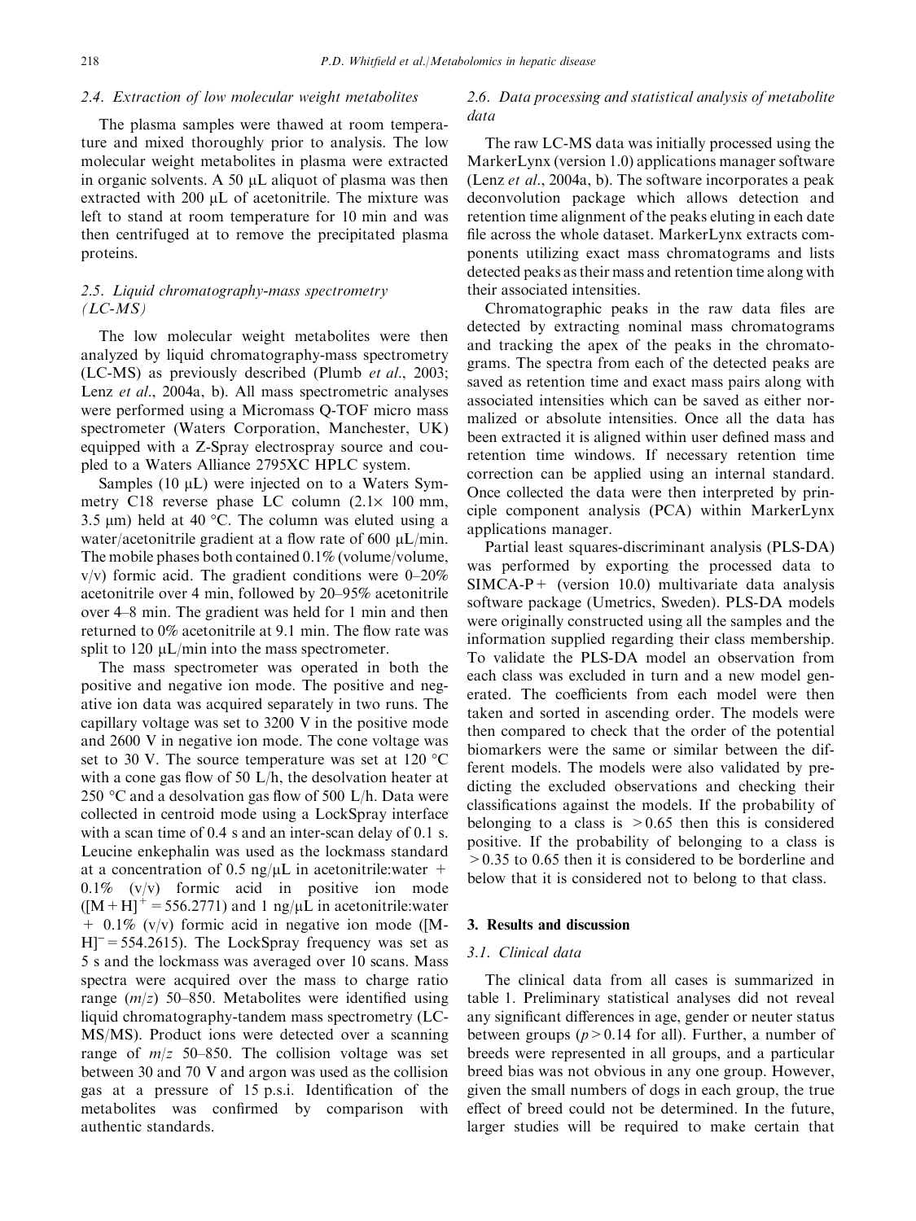### 2.4. Extraction of low molecular weight metabolites

The plasma samples were thawed at room temperature and mixed thoroughly prior to analysis. The low molecular weight metabolites in plasma were extracted in organic solvents. A 50 μL aliquot of plasma was then extracted with 200 μL of acetonitrile. The mixture was left to stand at room temperature for 10 min and was then centrifuged at to remove the precipitated plasma proteins.

### 2.5. Liquid chromatography-mass spectrometry (LC-MS)

The low molecular weight metabolites were then analyzed by liquid chromatography-mass spectrometry (LC-MS) as previously described (Plumb *et al*., 2003; Lenz *et al*., 2004a, b). All mass spectrometric analyses were performed using a Micromass Q-TOF micro mass spectrometer (Waters Corporation, Manchester, UK) equipped with a Z-Spray electrospray source and coupled to a Waters Alliance 2795XC HPLC system.

Samples (10 μL) were injected on to a Waters Symmetry C18 reverse phase LC column (2.1× 100 mm, 3.5 μm) held at 40 °C. The column was eluted using a water/acetonitrile gradient at a flow rate of 600 μL/min. The mobile phases both contained 0.1% (volume/volume, v/v) formic acid. The gradient conditions were 0–20% acetonitrile over 4 min, followed by 20–95% acetonitrile over 4–8 min. The gradient was held for 1 min and then returned to 0% acetonitrile at 9.1 min. The flow rate was split to 120 μL/min into the mass spectrometer.

The mass spectrometer was operated in both the positive and negative ion mode. The positive and negative ion data was acquired separately in two runs. The capillary voltage was set to 3200 V in the positive mode and 2600 V in negative ion mode. The cone voltage was set to 30 V. The source temperature was set at 120 °C with a cone gas flow of 50 L/h, the desolvation heater at 250 °C and a desolvation gas flow of 500 L/h. Data were collected in centroid mode using a LockSpray interface with a scan time of 0.4 s and an inter-scan delay of 0.1 s. Leucine enkephalin was used as the lockmass standard at a concentration of 0.5 ng/μL in acetonitrile:water + 0.1% (v/v) formic acid in positive ion mode ($[M+H]^+ = 556.2771$) and 1 ng/μL in acetonitrile:water + 0.1% (v/v) formic acid in negative ion mode ($[M-H]^- = 554.2615$). The LockSpray frequency was set as 5 s and the lockmass was averaged over 10 scans. Mass spectra were acquired over the mass to charge ratio range ($m/z$) 50–850. Metabolites were identified using liquid chromatography-tandem mass spectrometry (LC-MS/MS). Product ions were detected over a scanning range of $m/z$ 50–850. The collision voltage was set between 30 and 70 V and argon was used as the collision gas at a pressure of 15 p.s.i. Identification of the metabolites was confirmed by comparison with authentic standards.

### 2.6. Data processing and statistical analysis of metabolite data

The raw LC-MS data was initially processed using the MarkerLynx (version 1.0) applications manager software (Lenz *et al*., 2004a, b). The software incorporates a peak deconvolution package which allows detection and retention time alignment of the peaks eluting in each date file across the whole dataset. MarkerLynx extracts components utilizing exact mass chromatograms and lists detected peaks as their mass and retention time along with their associated intensities.

Chromatographic peaks in the raw data files are detected by extracting nominal mass chromatograms and tracking the apex of the peaks in the chromatograms. The spectra from each of the detected peaks are saved as retention time and exact mass pairs along with associated intensities which can be saved as either normalized or absolute intensities. Once all the data has been extracted it is aligned within user defined mass and retention time windows. If necessary retention time correction can be applied using an internal standard. Once collected the data were then interpreted by principle component analysis (PCA) within MarkerLynx applications manager.

Partial least squares-discriminant analysis (PLS-DA) was performed by exporting the processed data to SIMCA-P+ (version 10.0) multivariate data analysis software package (Umetrics, Sweden). PLS-DA models were originally constructed using all the samples and the information supplied regarding their class membership. To validate the PLS-DA model an observation from each class was excluded in turn and a new model generated. The coefficients from each model were then taken and sorted in ascending order. The models were then compared to check that the order of the potential biomarkers were the same or similar between the different models. The models were also validated by predicting the excluded observations and checking their classifications against the models. If the probability of belonging to a class is $>0.65$ then this is considered positive. If the probability of belonging to a class is $>0.35$ to 0.65 then it is considered to be borderline and below that it is considered not to belong to that class.

## 3. Results and discussion

### 3.1. Clinical data

The clinical data from all cases is summarized in table 1. Preliminary statistical analyses did not reveal any significant differences in age, gender or neuter status between groups ($p > 0.14$ for all). Further, a number of breeds were represented in all groups, and a particular breed bias was not obvious in any one group. However, given the small numbers of dogs in each group, the true effect of breed could not be determined. In the future, larger studies will be required to make certain that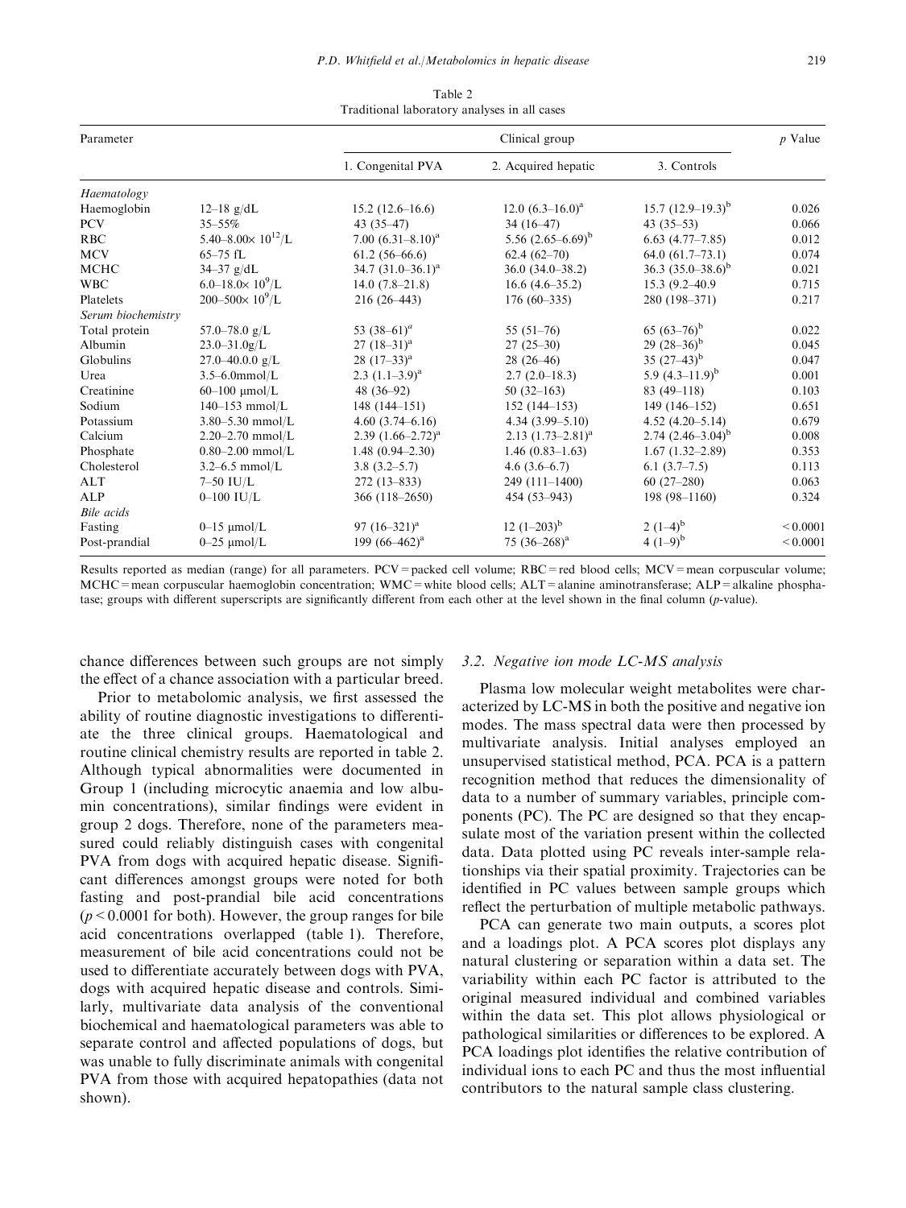Table 2
Traditional laboratory analyses in all cases

| Parameter | | Clinical group | | | *p* Value |
|---|---|---|---|---|---|
| | | 1. Congenital PVA | 2. Acquired hepatic | 3. Controls | |
| *Haematology* | | | | | |
| Haemoglobin | 12–18 g/dL | 15.2 (12.6–16.6) | 12.0 (6.3–16.0)[a] | 15.7 (12.9–19.3)[b] | 0.026 |
| PCV | 35–55% | 43 (35–47) | 34 (16–47) | 43 (35–53) | 0.066 |
| RBC | 5.40–8.00× $10^{12}$/L | 7.00 (6.31–8.10)[a] | 5.56 (2.65–6.69)[b] | 6.63 (4.77–7.85) | 0.012 |
| MCV | 65–75 fL | 61.2 (56–66.6) | 62.4 (62–70) | 64.0 (61.7–73.1) | 0.074 |
| MCHC | 34–37 g/dL | 34.7 (31.0–36.1)[a] | 36.0 (34.0–38.2) | 36.3 (35.0–38.6)[b] | 0.021 |
| WBC | 6.0–18.0× $10^9$/L | 14.0 (7.8–21.8) | 16.6 (4.6–35.2) | 15.3 (9.2–40.9 | 0.715 |
| Platelets | 200–500× $10^9$/L | 216 (26–443) | 176 (60–335) | 280 (198–371) | 0.217 |
| *Serum biochemistry* | | | | | |
| Total protein | 57.0–78.0 g/L | 53 (38–61)[a] | 55 (51–76) | 65 (63–76)[b] | 0.022 |
| Albumin | 23.0–31.0g/L | 27 (18–31)[a] | 27 (25–30) | 29 (28–36)[b] | 0.045 |
| Globulins | 27.0–40.0.0 g/L | 28 (17–33)[a] | 28 (26–46) | 35 (27–43)[b] | 0.047 |
| Urea | 3.5–6.0mmol/L | 2.3 (1.1–3.9)[a] | 2.7 (2.0–18.3) | 5.9 (4.3–11.9)[b] | 0.001 |
| Creatinine | 60–100 μmol/L | 48 (36–92) | 50 (32–163) | 83 (49–118) | 0.103 |
| Sodium | 140–153 mmol/L | 148 (144–151) | 152 (144–153) | 149 (146–152) | 0.651 |
| Potassium | 3.80–5.30 mmol/L | 4.60 (3.74–6.16) | 4.34 (3.99–5.10) | 4.52 (4.20–5.14) | 0.679 |
| Calcium | 2.20–2.70 mmol/L | 2.39 (1.66–2.72)[a] | 2.13 (1.73–2.81)[a] | 2.74 (2.46–3.04)[b] | 0.008 |
| Phosphate | 0.80–2.00 mmol/L | 1.48 (0.94–2.30) | 1.46 (0.83–1.63) | 1.67 (1.32–2.89) | 0.353 |
| Cholesterol | 3.2–6.5 mmol/L | 3.8 (3.2–5.7) | 4.6 (3.6–6.7) | 6.1 (3.7–7.5) | 0.113 |
| ALT | 7–50 IU/L | 272 (13–833) | 249 (111–1400) | 60 (27–280) | 0.063 |
| ALP | 0–100 IU/L | 366 (118–2650) | 454 (53–943) | 198 (98–1160) | 0.324 |
| *Bile acids* | | | | | |
| Fasting | 0–15 μmol/L | 97 (16–321)[a] | 12 (1–203)[b] | 2 (1–4)[b] | < 0.0001 |
| Post-prandial | 0–25 μmol/L | 199 (66–462)[a] | 75 (36–268)[a] | 4 (1–9)[b] | < 0.0001 |

Results reported as median (range) for all parameters. PCV = packed cell volume; RBC = red blood cells; MCV = mean corpuscular volume; MCHC = mean corpuscular haemoglobin concentration; WMC = white blood cells; ALT = alanine aminotransferase; ALP = alkaline phosphatase; groups with different superscripts are significantly different from each other at the level shown in the final column (*p*-value).

chance differences between such groups are not simply the effect of a chance association with a particular breed.

Prior to metabolomic analysis, we first assessed the ability of routine diagnostic investigations to differentiate the three clinical groups. Haematological and routine clinical chemistry results are reported in table 2. Although typical abnormalities were documented in Group 1 (including microcytic anaemia and low albumin concentrations), similar findings were evident in group 2 dogs. Therefore, none of the parameters measured could reliably distinguish cases with congenital PVA from dogs with acquired hepatic disease. Significant differences amongst groups were noted for both fasting and post-prandial bile acid concentrations ($p < 0.0001$ for both). However, the group ranges for bile acid concentrations overlapped (table 1). Therefore, measurement of bile acid concentrations could not be used to differentiate accurately between dogs with PVA, dogs with acquired hepatic disease and controls. Similarly, multivariate data analysis of the conventional biochemical and haematological parameters was able to separate control and affected populations of dogs, but was unable to fully discriminate animals with congenital PVA from those with acquired hepatopathies (data not shown).

### 3.2. Negative ion mode LC-MS analysis

Plasma low molecular weight metabolites were characterized by LC-MS in both the positive and negative ion modes. The mass spectral data were then processed by multivariate analysis. Initial analyses employed an unsupervised statistical method, PCA. PCA is a pattern recognition method that reduces the dimensionality of data to a number of summary variables, principle components (PC). The PC are designed so that they encapsulate most of the variation present within the collected data. Data plotted using PC reveals inter-sample relationships via their spatial proximity. Trajectories can be identified in PC values between sample groups which reflect the perturbation of multiple metabolic pathways.

PCA can generate two main outputs, a scores plot and a loadings plot. A PCA scores plot displays any natural clustering or separation within a data set. The variability within each PC factor is attributed to the original measured individual and combined variables within the data set. This plot allows physiological or pathological similarities or differences to be explored. A PCA loadings plot identifies the relative contribution of individual ions to each PC and thus the most influential contributors to the natural sample class clustering.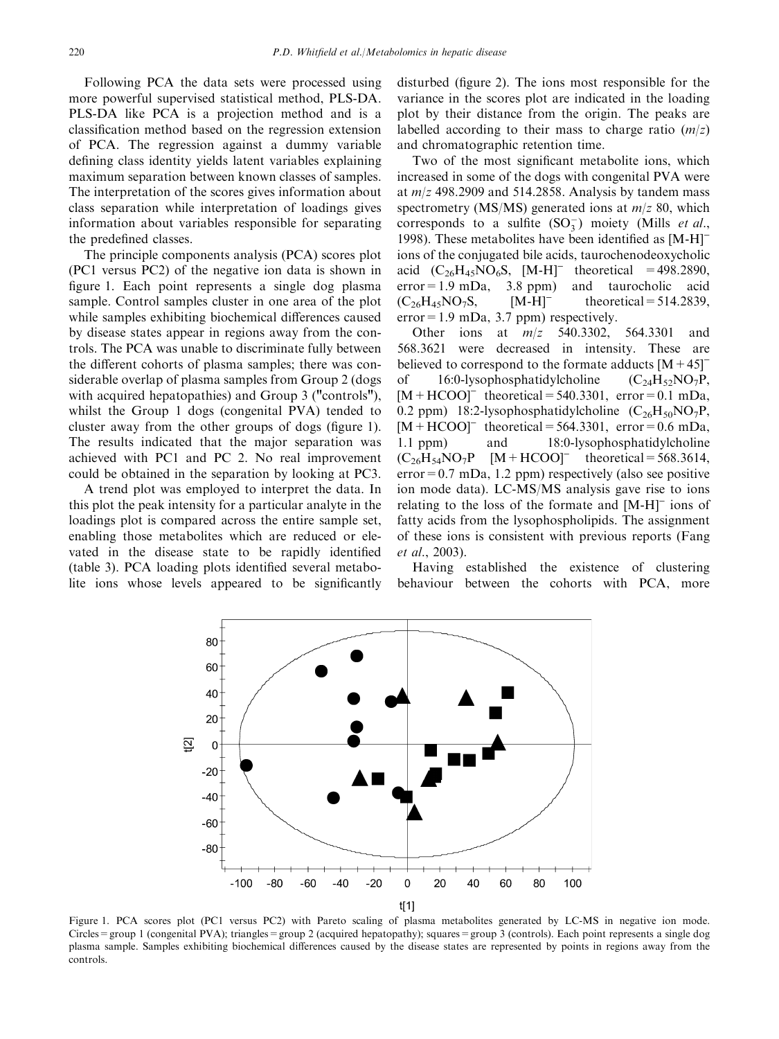Following PCA the data sets were processed using more powerful supervised statistical method, PLS-DA. PLS-DA like PCA is a projection method and is a classification method based on the regression extension of PCA. The regression against a dummy variable defining class identity yields latent variables explaining maximum separation between known classes of samples. The interpretation of the scores gives information about class separation while interpretation of loadings gives information about variables responsible for separating the predefined classes.

The principle components analysis (PCA) scores plot (PC1 versus PC2) of the negative ion data is shown in figure 1. Each point represents a single dog plasma sample. Control samples cluster in one area of the plot while samples exhibiting biochemical differences caused by disease states appear in regions away from the controls. The PCA was unable to discriminate fully between the different cohorts of plasma samples; there was considerable overlap of plasma samples from Group 2 (dogs with acquired hepatopathies) and Group 3 ("controls"), whilst the Group 1 dogs (congenital PVA) tended to cluster away from the other groups of dogs (figure 1). The results indicated that the major separation was achieved with PC1 and PC 2. No real improvement could be obtained in the separation by looking at PC3.

A trend plot was employed to interpret the data. In this plot the peak intensity for a particular analyte in the loadings plot is compared across the entire sample set, enabling those metabolites which are reduced or elevated in the disease state to be rapidly identified (table 3). PCA loading plots identified several metabolite ions whose levels appeared to be significantly disturbed (figure 2). The ions most responsible for the variance in the scores plot are indicated in the loading plot by their distance from the origin. The peaks are labelled according to their mass to charge ratio ($m/z$) and chromatographic retention time.

Two of the most significant metabolite ions, which increased in some of the dogs with congenital PVA were at $m/z$ 498.2909 and 514.2858. Analysis by tandem mass spectrometry (MS/MS) generated ions at $m/z$ 80, which corresponds to a sulfite ($SO_3^-$) moiety (Mills *et al.*, 1998). These metabolites have been identified as $[M\text{-}H]^-$ ions of the conjugated bile acids, taurochenodeoxycholic acid ($C_{26}H_{45}NO_6S$, $[M\text{-}H]^-$ theoretical = 498.2890, error = 1.9 mDa, 3.8 ppm) and taurocholic acid ($C_{26}H_{45}NO_7S$, $[M\text{-}H]^-$ theoretical = 514.2839, error = 1.9 mDa, 3.7 ppm) respectively.

Other ions at $m/z$ 540.3302, 564.3301 and 568.3621 were decreased in intensity. These are believed to correspond to the formate adducts $[M+45]^-$ of 16:0-lysophosphatidylcholine ($C_{24}H_{52}NO_7P$, $[M+HCOO]^-$ theoretical = 540.3301, error = 0.1 mDa, 0.2 ppm) 18:2-lysophosphatidylcholine ($C_{26}H_{50}NO_7P$, $[M+HCOO]^-$ theoretical = 564.3301, error = 0.6 mDa, 1.1 ppm) and 18:0-lysophosphatidylcholine ($C_{26}H_{54}NO_7P$ $[M+HCOO]^-$ theoretical = 568.3614, error = 0.7 mDa, 1.2 ppm) respectively (also see positive ion mode data). LC-MS/MS analysis gave rise to ions relating to the loss of the formate and $[M\text{-}H]^-$ ions of fatty acids from the lysophospholipids. The assignment of these ions is consistent with previous reports (Fang *et al.*, 2003).

Having established the existence of clustering behaviour between the cohorts with PCA, more

Figure 1. PCA scores plot (PC1 versus PC2) with Pareto scaling of plasma metabolites generated by LC-MS in negative ion mode. Circles = group 1 (congenital PVA); triangles = group 2 (acquired hepatopathy); squares = group 3 (controls). Each point represents a single dog plasma sample. Samples exhibiting biochemical differences caused by the disease states are represented by points in regions away from the controls.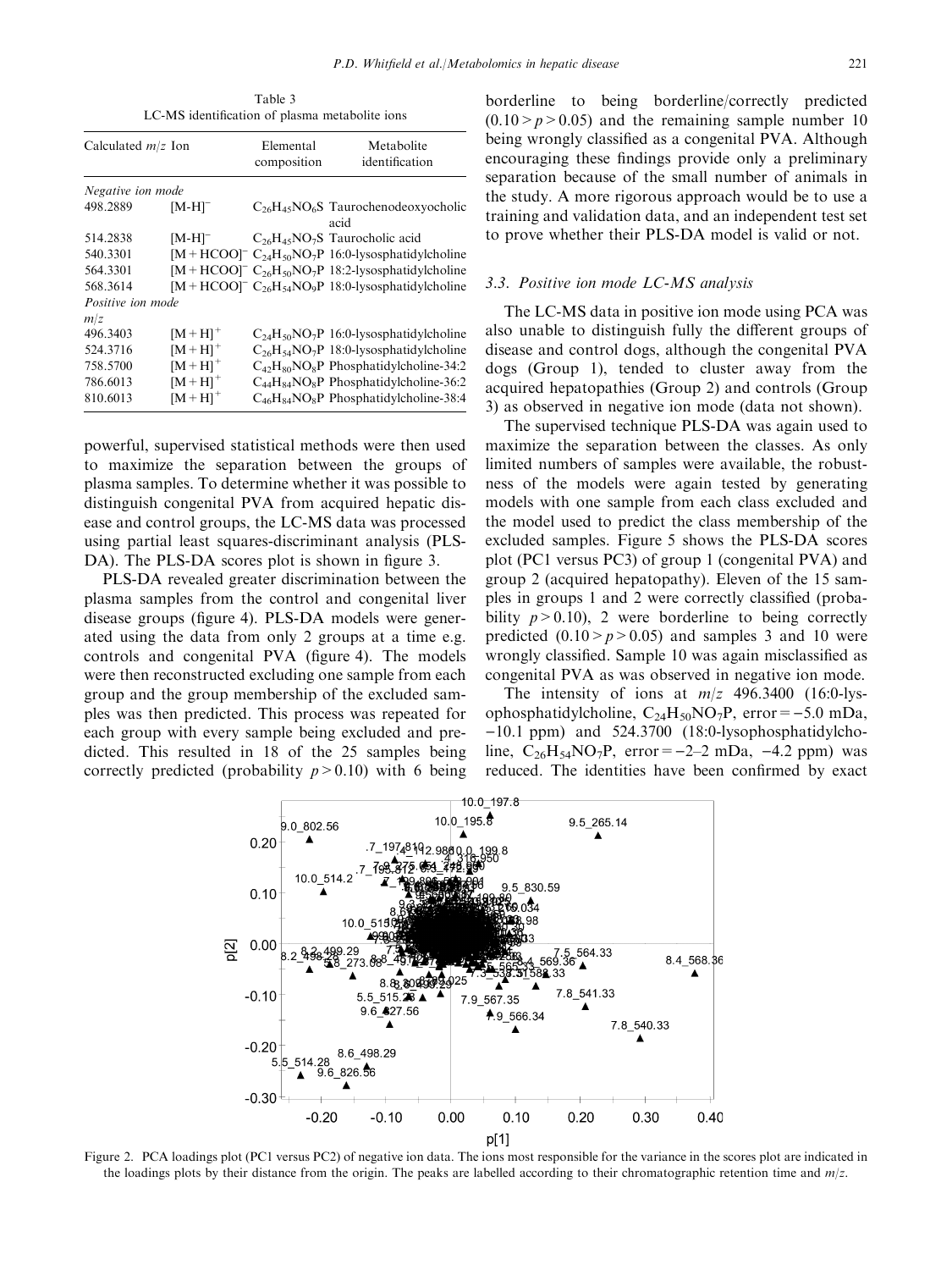Table 3
LC-MS identification of plasma metabolite ions

| Calculated $m/z$ | Ion | Elemental composition | Metabolite identification |
|---|---|---|---|
| *Negative ion mode* | | | |
| 498.2889 | $[M-H]^-$ | $C_{26}H_{45}NO_6S$ | Taurochenodeoxycholic acid |
| 514.2838 | $[M-H]^-$ | $C_{26}H_{45}NO_7S$ | Taurocholic acid |
| 540.3301 | $[M+HCOO]^-$ | $C_{24}H_{50}NO_7P$ | 16:0-lysophosphatidylcholine |
| 564.3301 | $[M+HCOO]^-$ | $C_{26}H_{50}NO_7P$ | 18:2-lysophosphatidylcholine |
| 568.3614 | $[M+HCOO]^-$ | $C_{26}H_{54}NO_9P$ | 18:0-lysophosphatidylcholine |
| *Positive ion mode* $m/z$ | | | |
| 496.3403 | $[M+H]^+$ | $C_{24}H_{50}NO_7P$ | 16:0-lysophosphatidylcholine |
| 524.3716 | $[M+H]^+$ | $C_{26}H_{54}NO_7P$ | 18:0-lysophosphatidylcholine |
| 758.5700 | $[M+H]^+$ | $C_{42}H_{80}NO_8P$ | Phosphatidylcholine-34:2 |
| 786.6013 | $[M+H]^+$ | $C_{44}H_{84}NO_8P$ | Phosphatidylcholine-36:2 |
| 810.6013 | $[M+H]^+$ | $C_{46}H_{84}NO_8P$ | Phosphatidylcholine-38:4 |

powerful, supervised statistical methods were then used to maximize the separation between the groups of plasma samples. To determine whether it was possible to distinguish congenital PVA from acquired hepatic disease and control groups, the LC-MS data was processed using partial least squares-discriminant analysis (PLS-DA). The PLS-DA scores plot is shown in figure 3.

PLS-DA revealed greater discrimination between the plasma samples from the control and congenital liver disease groups (figure 4). PLS-DA models were generated using the data from only 2 groups at a time e.g. controls and congenital PVA (figure 4). The models were then reconstructed excluding one sample from each group and the group membership of the excluded samples was then predicted. This process was repeated for each group with every sample being excluded and predicted. This resulted in 18 of the 25 samples being correctly predicted (probability $p > 0.10$) with 6 being borderline to being borderline/correctly predicted ($0.10 > p > 0.05$) and the remaining sample number 10 being wrongly classified as a congenital PVA. Although encouraging these findings provide only a preliminary separation because of the small number of animals in the study. A more rigorous approach would be to use a training and validation data, and an independent test set to prove whether their PLS-DA model is valid or not.

### 3.3. Positive ion mode LC-MS analysis

The LC-MS data in positive ion mode using PCA was also unable to distinguish fully the different groups of disease and control dogs, although the congenital PVA dogs (Group 1), tended to cluster away from the acquired hepatopathies (Group 2) and controls (Group 3) as observed in negative ion mode (data not shown).

The supervised technique PLS-DA was again used to maximize the separation between the classes. As only limited numbers of samples were available, the robustness of the models were again tested by generating models with one sample from each class excluded and the model used to predict the class membership of the excluded samples. Figure 5 shows the PLS-DA scores plot (PC1 versus PC3) of group 1 (congenital PVA) and group 2 (acquired hepatopathy). Eleven of the 15 samples in groups 1 and 2 were correctly classified (probability $p > 0.10$), 2 were borderline to being correctly predicted ($0.10 > p > 0.05$) and samples 3 and 10 were wrongly classified. Sample 10 was again misclassified as congenital PVA as was observed in negative ion mode.

The intensity of ions at $m/z$ 496.3400 (16:0-lysophosphatidylcholine, $C_{24}H_{50}NO_7P$, error = −5.0 mDa, −10.1 ppm) and 524.3700 (18:0-lysophosphatidylcholine, $C_{26}H_{54}NO_7P$, error = −2–2 mDa, −4.2 ppm) was reduced. The identities have been confirmed by exact

Figure 2. PCA loadings plot (PC1 versus PC2) of negative ion data. The ions most responsible for the variance in the scores plot are indicated in the loadings plots by their distance from the origin. The peaks are labelled according to their chromatographic retention time and $m/z$.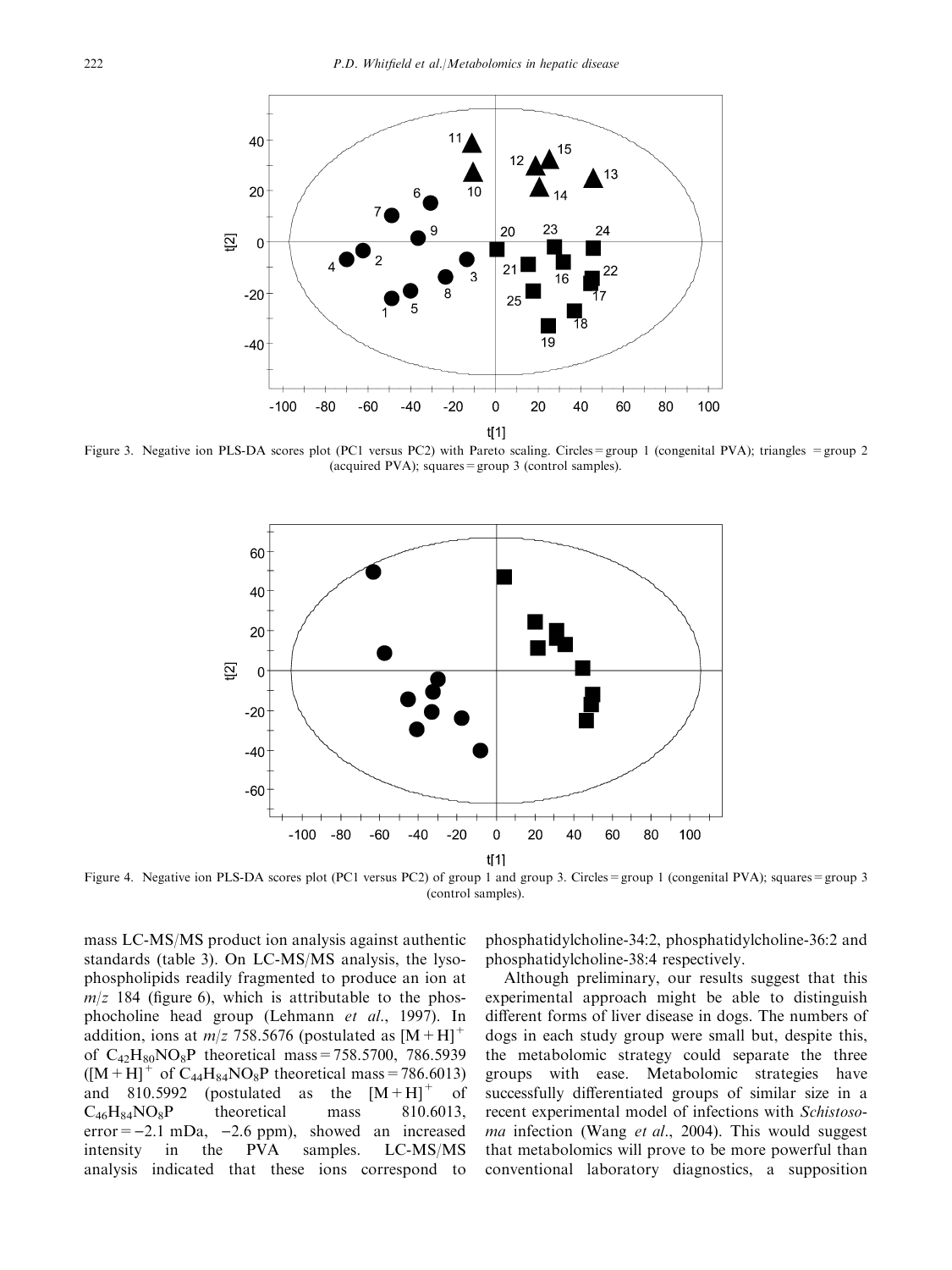Figure 3. Negative ion PLS-DA scores plot (PC1 versus PC2) with Pareto scaling. Circles = group 1 (congenital PVA); triangles = group 2 (acquired PVA); squares = group 3 (control samples).

Figure 4. Negative ion PLS-DA scores plot (PC1 versus PC2) of group 1 and group 3. Circles = group 1 (congenital PVA); squares = group 3 (control samples).

mass LC-MS/MS product ion analysis against authentic standards (table 3). On LC-MS/MS analysis, the lysophospholipids readily fragmented to produce an ion at *m/z* 184 (figure 6), which is attributable to the phosphocholine head group (Lehmann *et al.*, 1997). In addition, ions at *m/z* 758.5676 (postulated as $[M+H]^+$ of $C_{42}H_{80}NO_8P$ theoretical mass = 758.5700, 786.5939 ($[M+H]^+$ of $C_{44}H_{84}NO_8P$ theoretical mass = 786.6013) and 810.5992 (postulated as the $[M+H]^+$ of $C_{46}H_{84}NO_8P$ theoretical mass 810.6013, error = −2.1 mDa, −2.6 ppm), showed an increased intensity in the PVA samples. LC-MS/MS analysis indicated that these ions correspond to phosphatidylcholine-34:2, phosphatidylcholine-36:2 and phosphatidylcholine-38:4 respectively.

Although preliminary, our results suggest that this experimental approach might be able to distinguish different forms of liver disease in dogs. The numbers of dogs in each study group were small but, despite this, the metabolomic strategy could separate the three groups with ease. Metabolomic strategies have successfully differentiated groups of similar size in a recent experimental model of infections with *Schistosoma* infection (Wang *et al.*, 2004). This would suggest that metabolomics will prove to be more powerful than conventional laboratory diagnostics, a supposition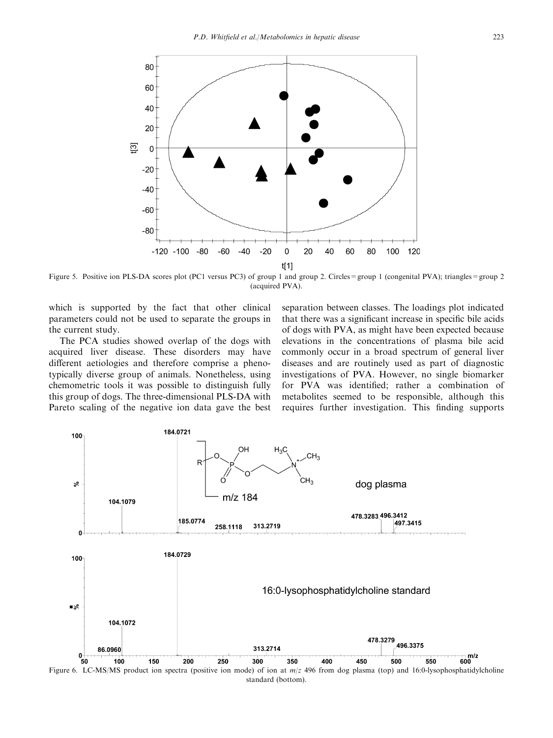Figure 5. Positive ion PLS-DA scores plot (PC1 versus PC3) of group 1 and group 2. Circles = group 1 (congenital PVA); triangles = group 2 (acquired PVA).

which is supported by the fact that other clinical parameters could not be used to separate the groups in the current study.

The PCA studies showed overlap of the dogs with acquired liver disease. These disorders may have different aetiologies and therefore comprise a phenotypically diverse group of animals. Nonetheless, using chemometric tools it was possible to distinguish fully this group of dogs. The three-dimensional PLS-DA with Pareto scaling of the negative ion data gave the best separation between classes. The loadings plot indicated that there was a significant increase in specific bile acids of dogs with PVA, as might have been expected because elevations in the concentrations of plasma bile acid commonly occur in a broad spectrum of general liver diseases and are routinely used as part of diagnostic investigations of PVA. However, no single biomarker for PVA was identified; rather a combination of metabolites seemed to be responsible, although this requires further investigation. This finding supports

Figure 6. LC-MS/MS product ion spectra (positive ion mode) of ion at $m/z$ 496 from dog plasma (top) and 16:0-lysophosphatidylcholine standard (bottom).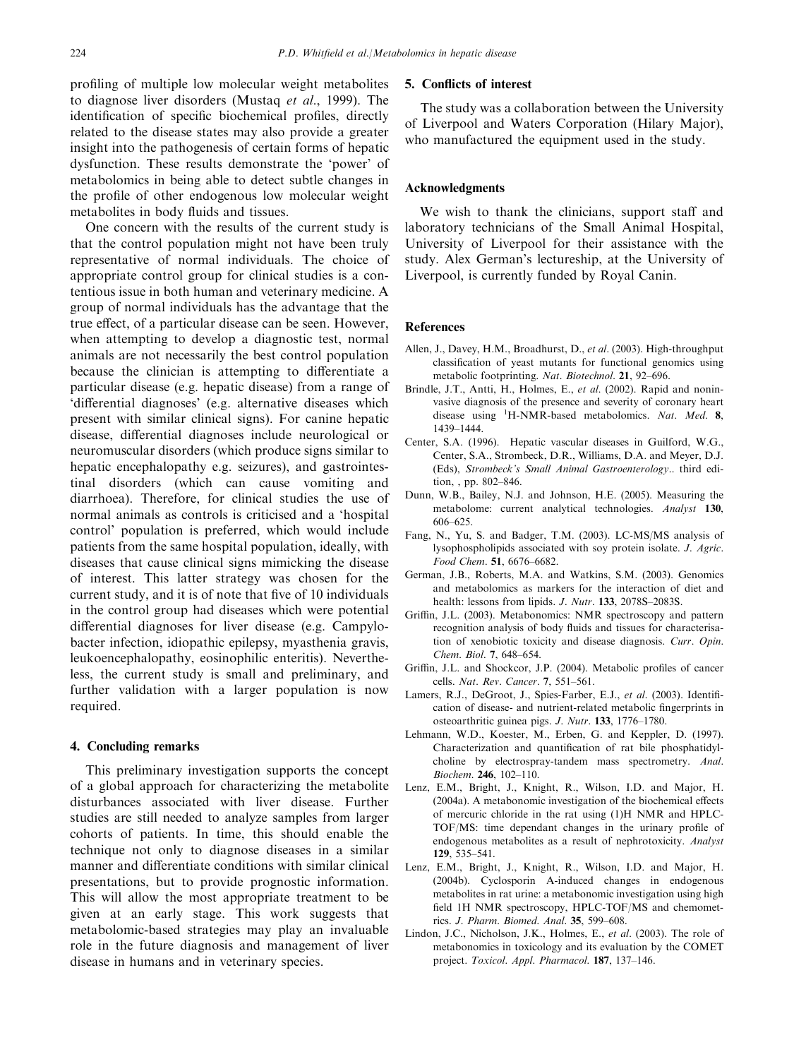profiling of multiple low molecular weight metabolites to diagnose liver disorders (Mustaq *et al*., 1999). The identification of specific biochemical profiles, directly related to the disease states may also provide a greater insight into the pathogenesis of certain forms of hepatic dysfunction. These results demonstrate the 'power' of metabolomics in being able to detect subtle changes in the profile of other endogenous low molecular weight metabolites in body fluids and tissues.

One concern with the results of the current study is that the control population might not have been truly representative of normal individuals. The choice of appropriate control group for clinical studies is a contentious issue in both human and veterinary medicine. A group of normal individuals has the advantage that the true effect, of a particular disease can be seen. However, when attempting to develop a diagnostic test, normal animals are not necessarily the best control population because the clinician is attempting to differentiate a particular disease (e.g. hepatic disease) from a range of 'differential diagnoses' (e.g. alternative diseases which present with similar clinical signs). For canine hepatic disease, differential diagnoses include neurological or neuromuscular disorders (which produce signs similar to hepatic encephalopathy e.g. seizures), and gastrointestinal disorders (which can cause vomiting and diarrhoea). Therefore, for clinical studies the use of normal animals as controls is criticised and a 'hospital control' population is preferred, which would include patients from the same hospital population, ideally, with diseases that cause clinical signs mimicking the disease of interest. This latter strategy was chosen for the current study, and it is of note that five of 10 individuals in the control group had diseases which were potential differential diagnoses for liver disease (e.g. Campylobacter infection, idiopathic epilepsy, myasthenia gravis, leukoencephalopathy, eosinophilic enteritis). Nevertheless, the current study is small and preliminary, and further validation with a larger population is now required.

## 4. Concluding remarks

This preliminary investigation supports the concept of a global approach for characterizing the metabolite disturbances associated with liver disease. Further studies are still needed to analyze samples from larger cohorts of patients. In time, this should enable the technique not only to diagnose diseases in a similar manner and differentiate conditions with similar clinical presentations, but to provide prognostic information. This will allow the most appropriate treatment to be given at an early stage. This work suggests that metabolomic-based strategies may play an invaluable role in the future diagnosis and management of liver disease in humans and in veterinary species.

## 5. Conflicts of interest

The study was a collaboration between the University of Liverpool and Waters Corporation (Hilary Major), who manufactured the equipment used in the study.

## Acknowledgments

We wish to thank the clinicians, support staff and laboratory technicians of the Small Animal Hospital, University of Liverpool for their assistance with the study. Alex German's lectureship, at the University of Liverpool, is currently funded by Royal Canin.

## References

Allen, J., Davey, H.M., Broadhurst, D., *et al*. (2003). High-throughput classification of yeast mutants for functional genomics using metabolic footprinting. *Nat. Biotechnol.* **21**, 92–696.

Brindle, J.T., Antti, H., Holmes, E., *et al*. (2002). Rapid and noninvasive diagnosis of the presence and severity of coronary heart disease using $^{1}$H-NMR-based metabolomics. *Nat. Med.* **8**, 1439–1444.

Center, S.A. (1996). Hepatic vascular diseases in Guilford, W.G., Center, S.A., Strombeck, D.R., Williams, D.A. and Meyer, D.J. (Eds), *Strombeck's Small Animal Gastroenterology*.. third edition, , pp. 802–846.

Dunn, W.B., Bailey, N.J. and Johnson, H.E. (2005). Measuring the metabolome: current analytical technologies. *Analyst* **130**, 606–625.

Fang, N., Yu, S. and Badger, T.M. (2003). LC-MS/MS analysis of lysophospholipids associated with soy protein isolate. *J. Agric. Food Chem.* **51**, 6676–6682.

German, J.B., Roberts, M.A. and Watkins, S.M. (2003). Genomics and metabolomics as markers for the interaction of diet and health: lessons from lipids. *J. Nutr.* **133**, 2078S–2083S.

Griffin, J.L. (2003). Metabonomics: NMR spectroscopy and pattern recognition analysis of body fluids and tissues for characterisation of xenobiotic toxicity and disease diagnosis. *Curr. Opin. Chem. Biol.* **7**, 648–654.

Griffin, J.L. and Shockcor, J.P. (2004). Metabolic profiles of cancer cells. *Nat. Rev. Cancer*. **7**, 551–561.

Lamers, R.J., DeGroot, J., Spies-Farber, E.J., *et al*. (2003). Identification of disease- and nutrient-related metabolic fingerprints in osteoarthritic guinea pigs. *J. Nutr.* **133**, 1776–1780.

Lehmann, W.D., Koester, M., Erben, G. and Keppler, D. (1997). Characterization and quantification of rat bile phosphatidylcholine by electrospray-tandem mass spectrometry. *Anal. Biochem.* **246**, 102–110.

Lenz, E.M., Bright, J., Knight, R., Wilson, I.D. and Major, H. (2004a). A metabonomic investigation of the biochemical effects of mercuric chloride in the rat using (1)H NMR and HPLC-TOF/MS: time dependant changes in the urinary profile of endogenous metabolites as a result of nephrotoxicity. *Analyst* **129**, 535–541.

Lenz, E.M., Bright, J., Knight, R., Wilson, I.D. and Major, H. (2004b). Cyclosporin A-induced changes in endogenous metabolites in rat urine: a metabonomic investigation using high field 1H NMR spectroscopy, HPLC-TOF/MS and chemometrics. *J. Pharm. Biomed. Anal.* **35**, 599–608.

Lindon, J.C., Nicholson, J.K., Holmes, E., *et al*. (2003). The role of metabonomics in toxicology and its evaluation by the COMET project. *Toxicol. Appl. Pharmacol.* **187**, 137–146.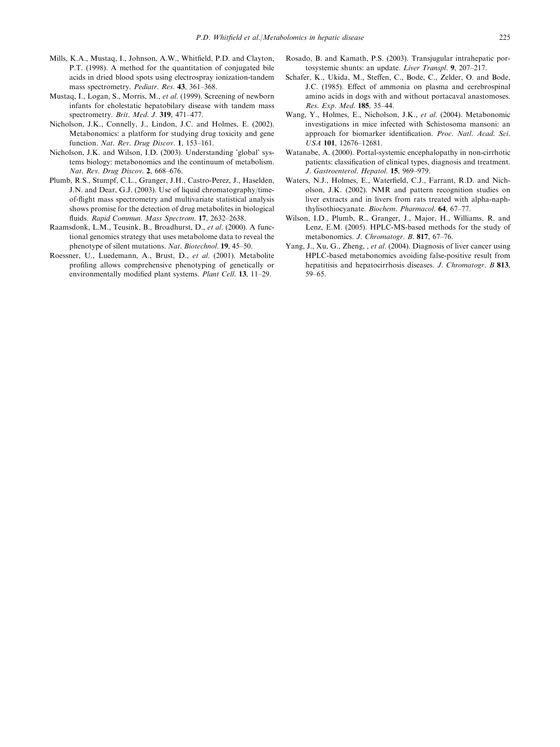Mills, K.A., Mustaq, I., Johnson, A.W., Whitfield, P.D. and Clayton, P.T. (1998). A method for the quantitation of conjugated bile acids in dried blood spots using electrospray ionization-tandem mass spectrometry. *Pediatr. Res.* **43**, 361–368.

Mustaq, I., Logan, S., Morris, M., *et al.* (1999). Screening of newborn infants for cholestatic hepatobilary disease with tandem mass spectrometry. *Brit. Med. J.* **319**, 471–477.

Nicholson, J.K., Connelly, J., Lindon, J.C. and Holmes, E. (2002). Metabonomics: a platform for studying drug toxicity and gene function. *Nat. Rev. Drug Discov.* **1**, 153–161.

Nicholson, J.K. and Wilson, I.D. (2003). Understanding 'global' systems biology: metabonomics and the continuum of metabolism. *Nat. Rev. Drug Discov.* **2**, 668–676.

Plumb, R.S., Stumpf, C.L., Granger, J.H., Castro-Perez, J., Haselden, J.N. and Dear, G.J. (2003). Use of liquid chromatography/time-of-flight mass spectrometry and multivariate statistical analysis shows promise for the detection of drug metabolites in biological fluids. *Rapid Commun. Mass Spectrom.* **17**, 2632–2638.

Raamsdonk, L.M., Teusink, B., Broadhurst, D., *et al.* (2000). A functional genomics strategy that uses metabolome data to reveal the phenotype of silent mutations. *Nat. Biotechnol.* **19**, 45–50.

Roessner, U., Luedemann, A., Brust, D., *et al.* (2001). Metabolite profiling allows comprehensive phenotyping of genetically or environmentally modified plant systems. *Plant Cell.* **13**, 11–29.

Rosado, B. and Kamath, P.S. (2003). Transjugular intrahepatic portosystemic shunts: an update. *Liver Transpl.* **9**, 207–217.

Schafer, K., Ukida, M., Steffen, C., Bode, C., Zelder, O. and Bode, J.C. (1985). Effect of ammonia on plasma and cerebrospinal amino acids in dogs with and without portacaval anastomoses. *Res. Exp. Med.* **185**, 35–44.

Wang, Y., Holmes, E., Nicholson, J.K., *et al.* (2004). Metabonomic investigations in mice infected with Schistosoma mansoni: an approach for biomarker identification. *Proc. Natl. Acad. Sci. USA* **101**, 12676–12681.

Watanabe, A. (2000). Portal-systemic encephalopathy in non-cirrhotic patients: classification of clinical types, diagnosis and treatment. *J. Gastroenterol. Hepatol.* **15**, 969–979.

Waters, N.J., Holmes, E., Waterfield, C.J., Farrant, R.D. and Nicholson, J.K. (2002). NMR and pattern recognition studies on liver extracts and in livers from rats treated with alpha-naphthylisothiocyanate. *Biochem. Pharmacol.* **64**, 67–77.

Wilson, I.D., Plumb, R., Granger, J., Major, H., Williams, R. and Lenz, E.M. (2005). HPLC-MS-based methods for the study of metabonomics. *J. Chromatogr. B.* **817**, 67–76.

Yang, J., Xu, G., Zheng, , *et al.* (2004). Diagnosis of liver cancer using HPLC-based metabonomics avoiding false-positive result from hepatitisis and hepatocirrhosis diseases. *J. Chromatogr. B* **813**, 59–65.